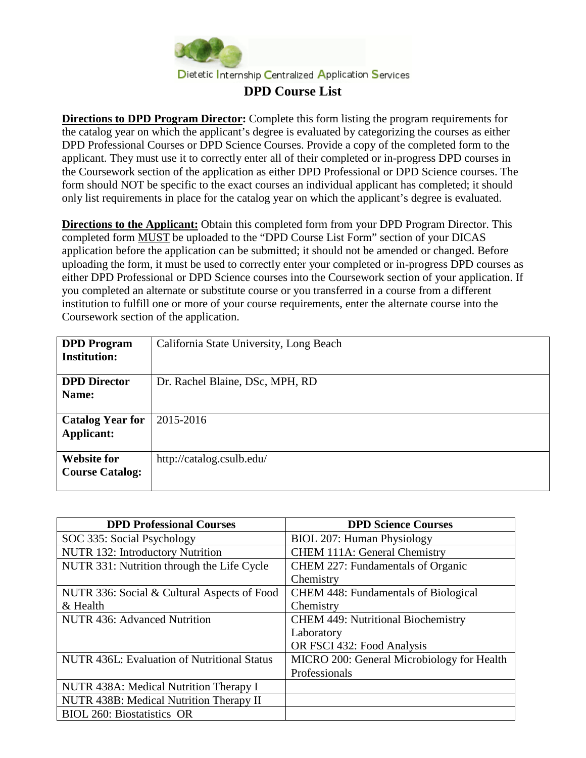Dietetic Internship Centralized Application Services

# DPD Course List

**Directions to DPD Program Director:** Complete this form listing the program requirements for the catalog year on which the applicant's degree is evaluated by categorizing the courses as either DPD Professional Courses or DPD Science Courses. Provide a copy of the completed form to the applicant. They must use it to correctly enter all of their completed or in-progress DPD courses in the Coursework section of the application as either DPD Professional or DPD Science courses. The form should NOT be specific to the exact courses an individual applicant has completed; it should only list requirements in place for the catalog year on which the applicant's degree is evaluated.

**Directions to the Applicant:** Obtain this completed form from your DPD Program Director. This completed form MUST be uploaded to the "DPD Course List Form" section of your DICAS application before the application can be submitted; it should not be amended or changed. Before uploading the form, it must be used to correctly enter your completed or in-progress DPD courses as either DPD Professional or DPD Science courses into the Coursework section of your application. If you completed an alternate or substitute course or you transferred in a course from a different institution to fulfill one or more of your course requirements, enter the alternate course into the Coursework section of the application.

| | |
|---|---|
| **DPD Program Institution:** | California State University, Long Beach |
| **DPD Director Name:** | Dr. Rachel Blaine, DSc, MPH, RD |
| **Catalog Year for Applicant:** | 2015-2016 |
| **Website for Course Catalog:** | http://catalog.csulb.edu/ |

| DPD Professional Courses | DPD Science Courses |
|---|---|
| SOC 335: Social Psychology | BIOL 207: Human Physiology |
| NUTR 132: Introductory Nutrition | CHEM 111A: General Chemistry |
| NUTR 331: Nutrition through the Life Cycle | CHEM 227: Fundamentals of Organic Chemistry |
| NUTR 336: Social & Cultural Aspects of Food & Health | CHEM 448: Fundamentals of Biological Chemistry |
| NUTR 436: Advanced Nutrition | CHEM 449: Nutritional Biochemistry Laboratory OR FSCI 432: Food Analysis |
| NUTR 436L: Evaluation of Nutritional Status | MICRO 200: General Microbiology for Health Professionals |
| NUTR 438A: Medical Nutrition Therapy I | |
| NUTR 438B: Medical Nutrition Therapy II | |
| BIOL 260: Biostatistics OR | |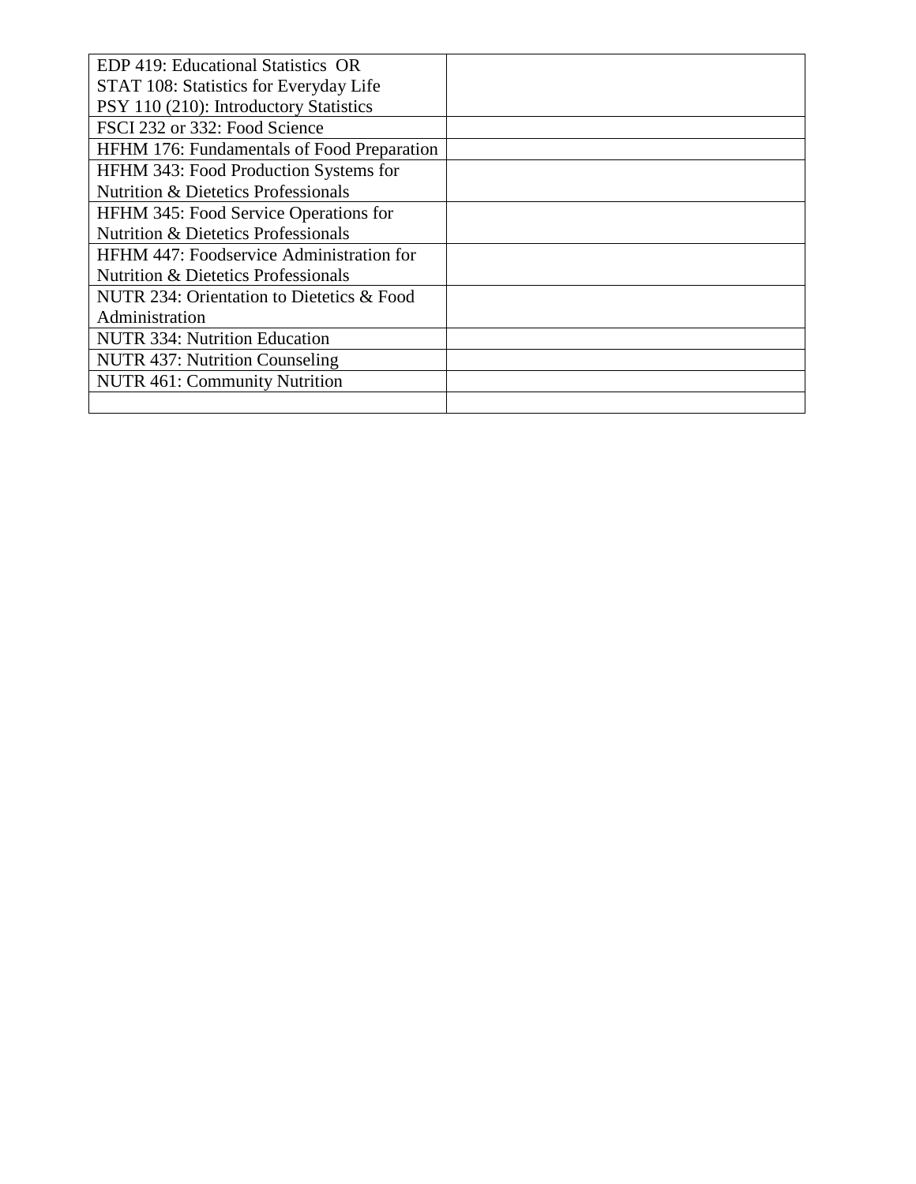| | |
|---|---|
| EDP 419: Educational Statistics OR<br>STAT 108: Statistics for Everyday Life<br>PSY 110 (210): Introductory Statistics | |
| FSCI 232 or 332: Food Science | |
| HFHM 176: Fundamentals of Food Preparation | |
| HFHM 343: Food Production Systems for Nutrition & Dietetics Professionals | |
| HFHM 345: Food Service Operations for Nutrition & Dietetics Professionals | |
| HFHM 447: Foodservice Administration for Nutrition & Dietetics Professionals | |
| NUTR 234: Orientation to Dietetics & Food Administration | |
| NUTR 334: Nutrition Education | |
| NUTR 437: Nutrition Counseling | |
| NUTR 461: Community Nutrition | |
| | |